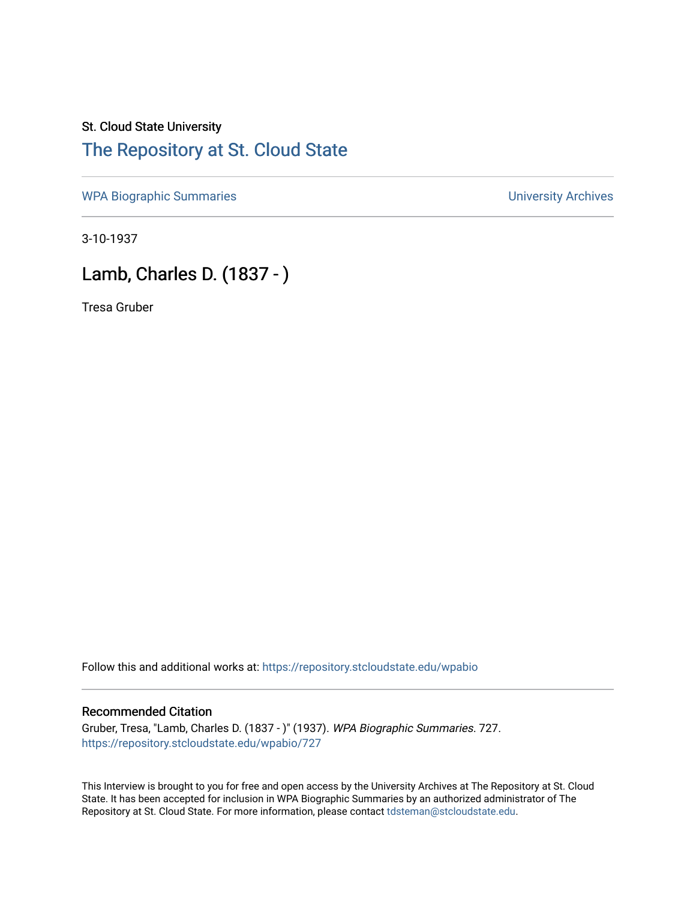St. Cloud State University

# The Repository at St. Cloud State

WPA Biographic Summaries | University Archives

3-10-1937

## Lamb, Charles D. (1837 - )

Tresa Gruber

Follow this and additional works at: https://repository.stcloudstate.edu/wpabio

### Recommended Citation

Gruber, Tresa, "Lamb, Charles D. (1837 - )" (1937). *WPA Biographic Summaries*. 727.
https://repository.stcloudstate.edu/wpabio/727

This Interview is brought to you for free and open access by the University Archives at The Repository at St. Cloud State. It has been accepted for inclusion in WPA Biographic Summaries by an authorized administrator of The Repository at St. Cloud State. For more information, please contact tdsteman@stcloudstate.edu.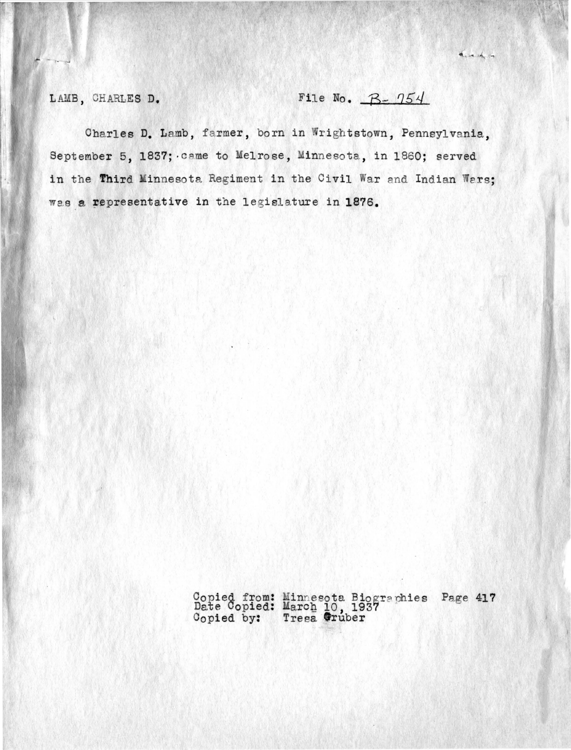LAMB, CHARLES D. File No. B-754

Charles D. Lamb, farmer, born in Wrightstown, Pennsylvania, September 5, 1837; came to Melrose, Minnesota, in 1860; served in the Third Minnesota Regiment in the Civil War and Indian Wars; was a representative in the legislature in 1876.

Copied from: Minnesota Biographies Page 417
Date Copied: March 10, 1937
Copied by: Tresa Gruber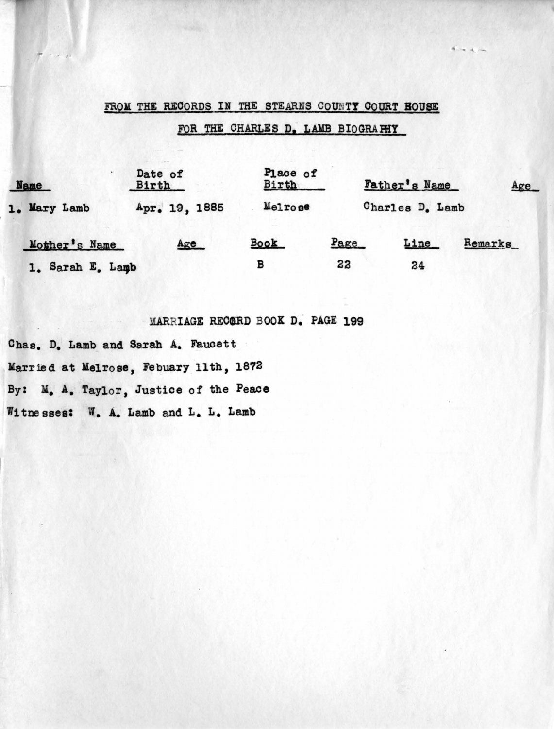## FROM THE RECORDS IN THE STEARNS COUNTY COURT HOUSE

## FOR THE CHARLES D. LAMB BIOGRAPHY

| Name | Date of Birth | Place of Birth | Father's Name | Age |
|---|---|---|---|---|
| 1. Mary Lamb | Apr. 19, 1885 | Melrose | Charles D. Lamb | |

| Mother's Name | Age | Book | Page | Line | Remarks |
|---|---|---|---|---|---|
| 1. Sarah E. Lamb | | B | 22 | 24 | |

MARRIAGE RECORD BOOK D. PAGE 199

Chas. D. Lamb and Sarah A. Faucett

Married at Melrose, Febuary 11th, 1872

By: M. A. Taylor, Justice of the Peace

Witnesses: W. A. Lamb and L. L. Lamb